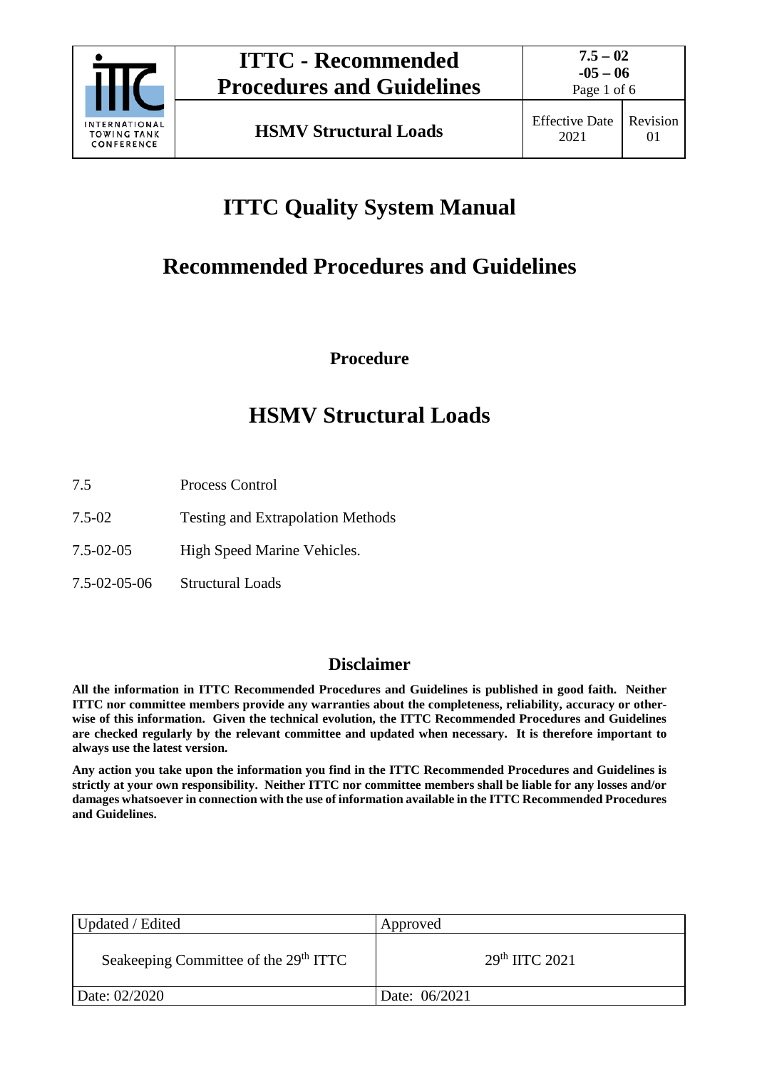# ITTC Quality System Manual

## Recommended Procedures and Guidelines

**Procedure**

# HSMV Structural Loads

| | |
|---|---|
| 7.5 | Process Control |
| 7.5-02 | Testing and Extrapolation Methods |
| 7.5-02-05 | High Speed Marine Vehicles. |
| 7.5-02-05-06 | Structural Loads |

## Disclaimer

**All the information in ITTC Recommended Procedures and Guidelines is published in good faith. Neither ITTC nor committee members provide any warranties about the completeness, reliability, accuracy or otherwise of this information. Given the technical evolution, the ITTC Recommended Procedures and Guidelines are checked regularly by the relevant committee and updated when necessary. It is therefore important to always use the latest version.**

**Any action you take upon the information you find in the ITTC Recommended Procedures and Guidelines is strictly at your own responsibility. Neither ITTC nor committee members shall be liable for any losses and/or damages whatsoever in connection with the use of information available in the ITTC Recommended Procedures and Guidelines.**

| Updated / Edited | Approved |
|---|---|
| Seakeeping Committee of the 29th ITTC | 29th ITTC 2021 |
| Date: 02/2020 | Date: 06/2021 |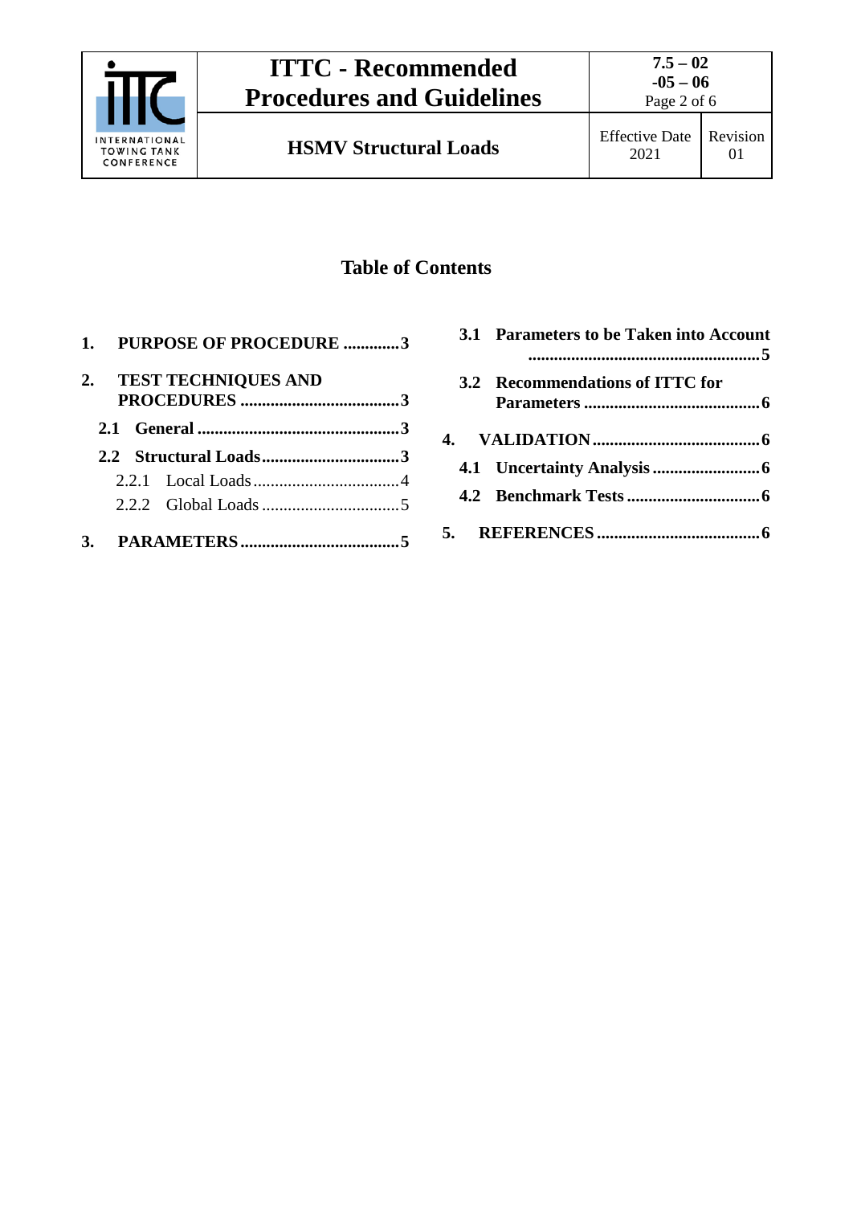## Table of Contents

1. **PURPOSE OF PROCEDURE ............. 3**
2. **TEST TECHNIQUES AND PROCEDURES ..................................... 3**
   - **2.1 General ............................................... 3**
   - **2.2 Structural Loads ................................ 3**
     - 2.2.1 Local Loads .................................. 4
     - 2.2.2 Global Loads ................................ 5
3. **PARAMETERS ..................................... 5**
   - **3.1 Parameters to be Taken into Account ...................................................... 5**
   - **3.2 Recommendations of ITTC for Parameters ......................................... 6**
4. **VALIDATION ....................................... 6**
   - **4.1 Uncertainty Analysis ......................... 6**
   - **4.2 Benchmark Tests ............................... 6**
5. **REFERENCES ...................................... 6**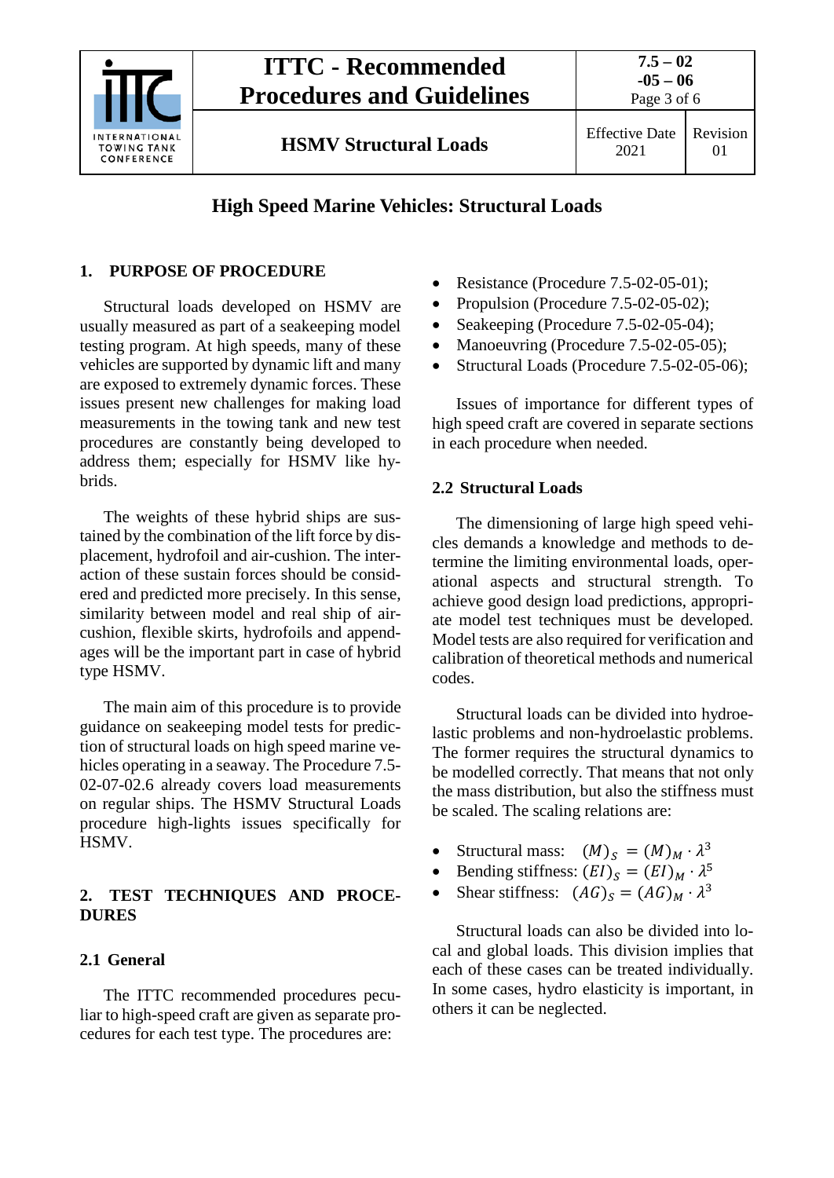# High Speed Marine Vehicles: Structural Loads

## 1. PURPOSE OF PROCEDURE

Structural loads developed on HSMV are usually measured as part of a seakeeping model testing program. At high speeds, many of these vehicles are supported by dynamic lift and many are exposed to extremely dynamic forces. These issues present new challenges for making load measurements in the towing tank and new test procedures are constantly being developed to address them; especially for HSMV like hybrids.

The weights of these hybrid ships are sustained by the combination of the lift force by displacement, hydrofoil and air-cushion. The interaction of these sustain forces should be considered and predicted more precisely. In this sense, similarity between model and real ship of air-cushion, flexible skirts, hydrofoils and appendages will be the important part in case of hybrid type HSMV.

The main aim of this procedure is to provide guidance on seakeeping model tests for prediction of structural loads on high speed marine vehicles operating in a seaway. The Procedure 7.5-02-07-02.6 already covers load measurements on regular ships. The HSMV Structural Loads procedure high-lights issues specifically for HSMV.

## 2. TEST TECHNIQUES AND PROCEDURES

### 2.1 General

The ITTC recommended procedures peculiar to high-speed craft are given as separate procedures for each test type. The procedures are:

- Resistance (Procedure 7.5-02-05-01);
- Propulsion (Procedure 7.5-02-05-02);
- Seakeeping (Procedure 7.5-02-05-04);
- Manoeuvring (Procedure 7.5-02-05-05);
- Structural Loads (Procedure 7.5-02-05-06);

Issues of importance for different types of high speed craft are covered in separate sections in each procedure when needed.

### 2.2 Structural Loads

The dimensioning of large high speed vehicles demands a knowledge and methods to determine the limiting environmental loads, operational aspects and structural strength. To achieve good design load predictions, appropriate model test techniques must be developed. Model tests are also required for verification and calibration of theoretical methods and numerical codes.

Structural loads can be divided into hydroelastic problems and non-hydroelastic problems. The former requires the structural dynamics to be modelled correctly. That means that not only the mass distribution, but also the stiffness must be scaled. The scaling relations are:

- Structural mass: $(M)_S = (M)_M \cdot \lambda^3$
- Bending stiffness: $(EI)_S = (EI)_M \cdot \lambda^5$
- Shear stiffness: $(AG)_S = (AG)_M \cdot \lambda^3$

Structural loads can also be divided into local and global loads. This division implies that each of these cases can be treated individually. In some cases, hydro elasticity is important, in others it can be neglected.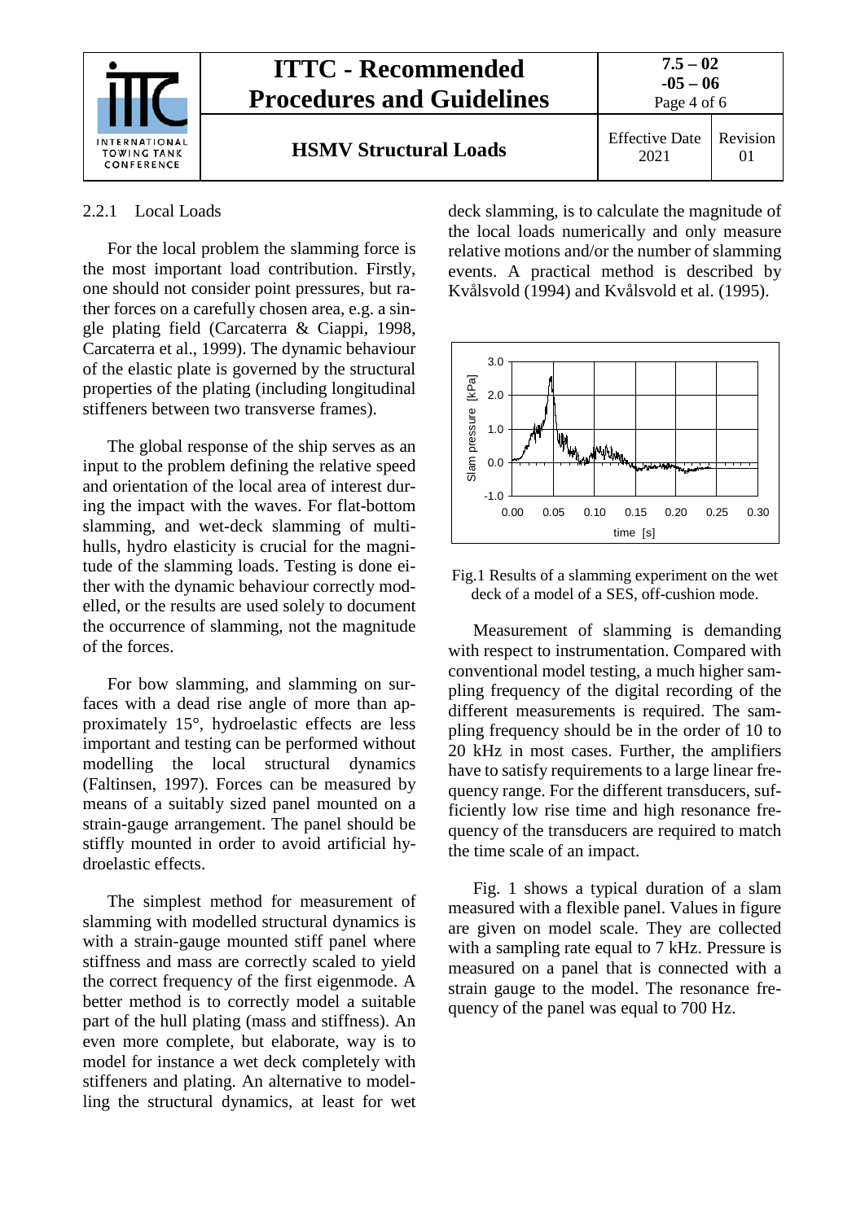### 2.2.1 Local Loads

For the local problem the slamming force is the most important load contribution. Firstly, one should not consider point pressures, but rather forces on a carefully chosen area, e.g. a single plating field (Carcaterra & Ciappi, 1998, Carcaterra et al., 1999). The dynamic behaviour of the elastic plate is governed by the structural properties of the plating (including longitudinal stiffeners between two transverse frames).

The global response of the ship serves as an input to the problem defining the relative speed and orientation of the local area of interest during the impact with the waves. For flat-bottom slamming, and wet-deck slamming of multi-hulls, hydro elasticity is crucial for the magnitude of the slamming loads. Testing is done either with the dynamic behaviour correctly modelled, or the results are used solely to document the occurrence of slamming, not the magnitude of the forces.

For bow slamming, and slamming on surfaces with a dead rise angle of more than approximately 15°, hydroelastic effects are less important and testing can be performed without modelling the local structural dynamics (Faltinsen, 1997). Forces can be measured by means of a suitably sized panel mounted on a strain-gauge arrangement. The panel should be stiffly mounted in order to avoid artificial hydroelastic effects.

The simplest method for measurement of slamming with modelled structural dynamics is with a strain-gauge mounted stiff panel where stiffness and mass are correctly scaled to yield the correct frequency of the first eigenmode. A better method is to correctly model a suitable part of the hull plating (mass and stiffness). An even more complete, but elaborate, way is to model for instance a wet deck completely with stiffeners and plating. An alternative to modelling the structural dynamics, at least for wet deck slamming, is to calculate the magnitude of the local loads numerically and only measure relative motions and/or the number of slamming events. A practical method is described by Kvålsvold (1994) and Kvålsvold et al. (1995).

Fig.1 Results of a slamming experiment on the wet deck of a model of a SES, off-cushion mode.

Measurement of slamming is demanding with respect to instrumentation. Compared with conventional model testing, a much higher sampling frequency of the digital recording of the different measurements is required. The sampling frequency should be in the order of 10 to 20 kHz in most cases. Further, the amplifiers have to satisfy requirements to a large linear frequency range. For the different transducers, sufficiently low rise time and high resonance frequency of the transducers are required to match the time scale of an impact.

Fig. 1 shows a typical duration of a slam measured with a flexible panel. Values in figure are given on model scale. They are collected with a sampling rate equal to 7 kHz. Pressure is measured on a panel that is connected with a strain gauge to the model. The resonance frequency of the panel was equal to 700 Hz.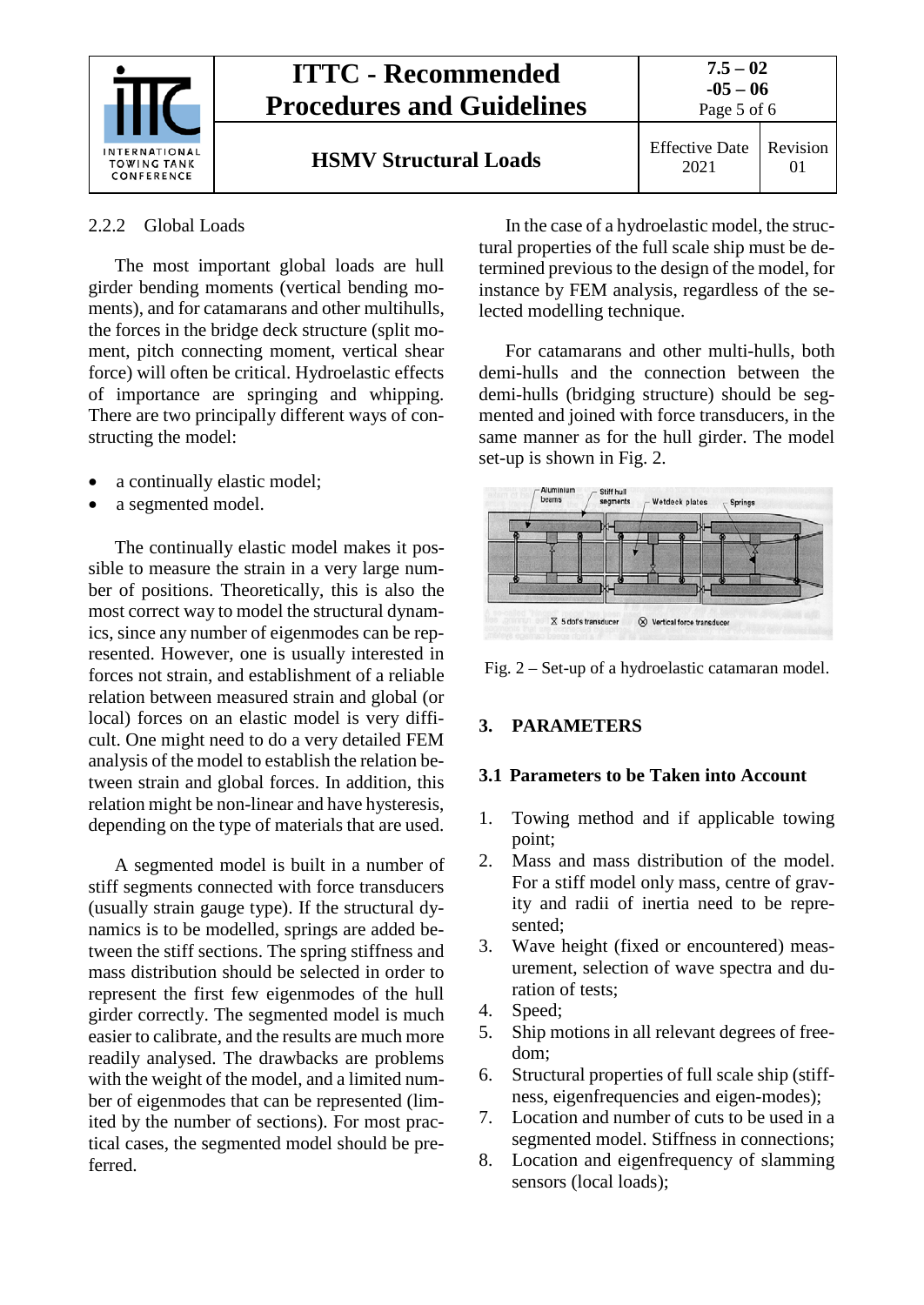### 2.2.2 Global Loads

The most important global loads are hull girder bending moments (vertical bending moments), and for catamarans and other multihulls, the forces in the bridge deck structure (split moment, pitch connecting moment, vertical shear force) will often be critical. Hydroelastic effects of importance are springing and whipping. There are two principally different ways of constructing the model:

- a continually elastic model;
- a segmented model.

The continually elastic model makes it possible to measure the strain in a very large number of positions. Theoretically, this is also the most correct way to model the structural dynamics, since any number of eigenmodes can be represented. However, one is usually interested in forces not strain, and establishment of a reliable relation between measured strain and global (or local) forces on an elastic model is very difficult. One might need to do a very detailed FEM analysis of the model to establish the relation between strain and global forces. In addition, this relation might be non-linear and have hysteresis, depending on the type of materials that are used.

A segmented model is built in a number of stiff segments connected with force transducers (usually strain gauge type). If the structural dynamics is to be modelled, springs are added between the stiff sections. The spring stiffness and mass distribution should be selected in order to represent the first few eigenmodes of the hull girder correctly. The segmented model is much easier to calibrate, and the results are much more readily analysed. The drawbacks are problems with the weight of the model, and a limited number of eigenmodes that can be represented (limited by the number of sections). For most practical cases, the segmented model should be preferred.

In the case of a hydroelastic model, the structural properties of the full scale ship must be determined previous to the design of the model, for instance by FEM analysis, regardless of the selected modelling technique.

For catamarans and other multi-hulls, both demi-hulls and the connection between the demi-hulls (bridging structure) should be segmented and joined with force transducers, in the same manner as for the hull girder. The model set-up is shown in Fig. 2.

Fig. 2 – Set-up of a hydroelastic catamaran model.

## 3. PARAMETERS

### 3.1 Parameters to be Taken into Account

1. Towing method and if applicable towing point;
2. Mass and mass distribution of the model. For a stiff model only mass, centre of gravity and radii of inertia need to be represented;
3. Wave height (fixed or encountered) measurement, selection of wave spectra and duration of tests;
4. Speed;
5. Ship motions in all relevant degrees of freedom;
6. Structural properties of full scale ship (stiffness, eigenfrequencies and eigen-modes);
7. Location and number of cuts to be used in a segmented model. Stiffness in connections;
8. Location and eigenfrequency of slamming sensors (local loads);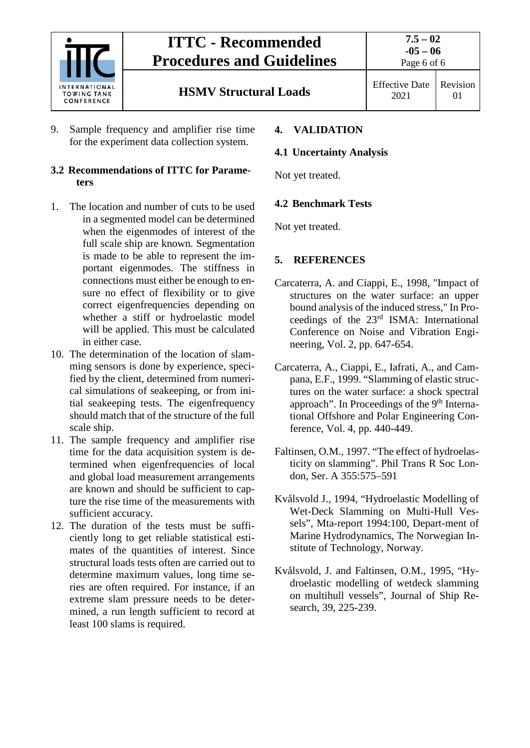9. Sample frequency and amplifier rise time for the experiment data collection system.

### 3.2 Recommendations of ITTC for Parameters

1. The location and number of cuts to be used in a segmented model can be determined when the eigenmodes of interest of the full scale ship are known. Segmentation is made to be able to represent the important eigenmodes. The stiffness in connections must either be enough to ensure no effect of flexibility or to give correct eigenfrequencies depending on whether a stiff or hydroelastic model will be applied. This must be calculated in either case.
10. The determination of the location of slamming sensors is done by experience, specified by the client, determined from numerical simulations of seakeeping, or from initial seakeeping tests. The eigenfrequency should match that of the structure of the full scale ship.
11. The sample frequency and amplifier rise time for the data acquisition system is determined when eigenfrequencies of local and global load measurement arrangements are known and should be sufficient to capture the rise time of the measurements with sufficient accuracy.
12. The duration of the tests must be sufficiently long to get reliable statistical estimates of the quantities of interest. Since structural loads tests often are carried out to determine maximum values, long time series are often required. For instance, if an extreme slam pressure needs to be determined, a run length sufficient to record at least 100 slams is required.

## 4. VALIDATION

### 4.1 Uncertainty Analysis

Not yet treated.

### 4.2 Benchmark Tests

Not yet treated.

## 5. REFERENCES

Carcaterra, A. and Ciappi, E., 1998, "Impact of structures on the water surface: an upper bound analysis of the induced stress," In Proceedings of the 23rd ISMA: International Conference on Noise and Vibration Engineering, Vol. 2, pp. 647-654.

Carcaterra, A., Ciappi, E., Iafrati, A., and Campana, E.F., 1999. "Slamming of elastic structures on the water surface: a shock spectral approach". In Proceedings of the 9th International Offshore and Polar Engineering Conference, Vol. 4, pp. 440-449.

Faltinsen, O.M., 1997. "The effect of hydroelasticity on slamming". Phil Trans R Soc London, Ser. A 355:575–591

Kvålsvold J., 1994, "Hydroelastic Modelling of Wet-Deck Slamming on Multi-Hull Vessels", Mta-report 1994:100, Depart-ment of Marine Hydrodynamics, The Norwegian Institute of Technology, Norway.

Kvålsvold, J. and Faltinsen, O.M., 1995, "Hydroelastic modelling of wetdeck slamming on multihull vessels", Journal of Ship Research, 39, 225-239.